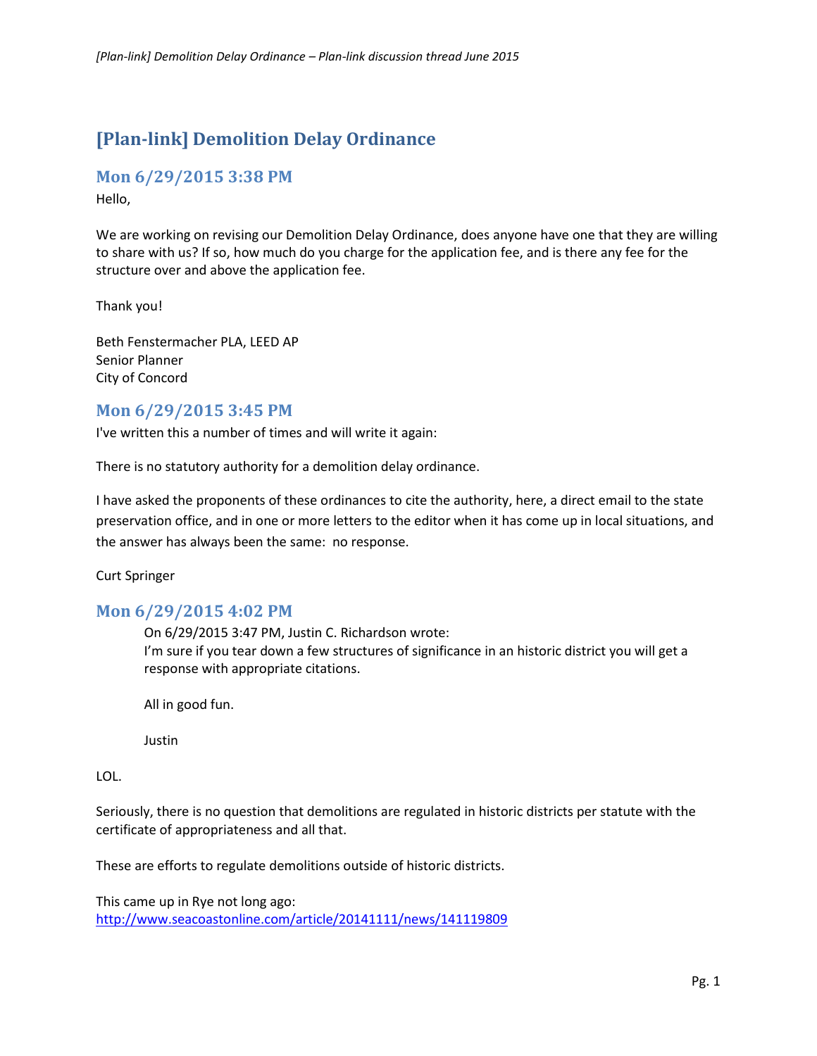# [Plan-link] Demolition Delay Ordinance

## Mon 6/29/2015 3:38 PM

Hello,

We are working on revising our Demolition Delay Ordinance, does anyone have one that they are willing to share with us? If so, how much do you charge for the application fee, and is there any fee for the structure over and above the application fee.

Thank you!

Beth Fenstermacher PLA, LEED AP
Senior Planner
City of Concord

## Mon 6/29/2015 3:45 PM

I've written this a number of times and will write it again:

There is no statutory authority for a demolition delay ordinance.

I have asked the proponents of these ordinances to cite the authority, here, a direct email to the state preservation office, and in one or more letters to the editor when it has come up in local situations, and the answer has always been the same: no response.

Curt Springer

## Mon 6/29/2015 4:02 PM

> On 6/29/2015 3:47 PM, Justin C. Richardson wrote:
> I'm sure if you tear down a few structures of significance in an historic district you will get a response with appropriate citations.
>
> All in good fun.
>
> Justin

LOL.

Seriously, there is no question that demolitions are regulated in historic districts per statute with the certificate of appropriateness and all that.

These are efforts to regulate demolitions outside of historic districts.

This came up in Rye not long ago:
http://www.seacoastonline.com/article/20141111/news/141119809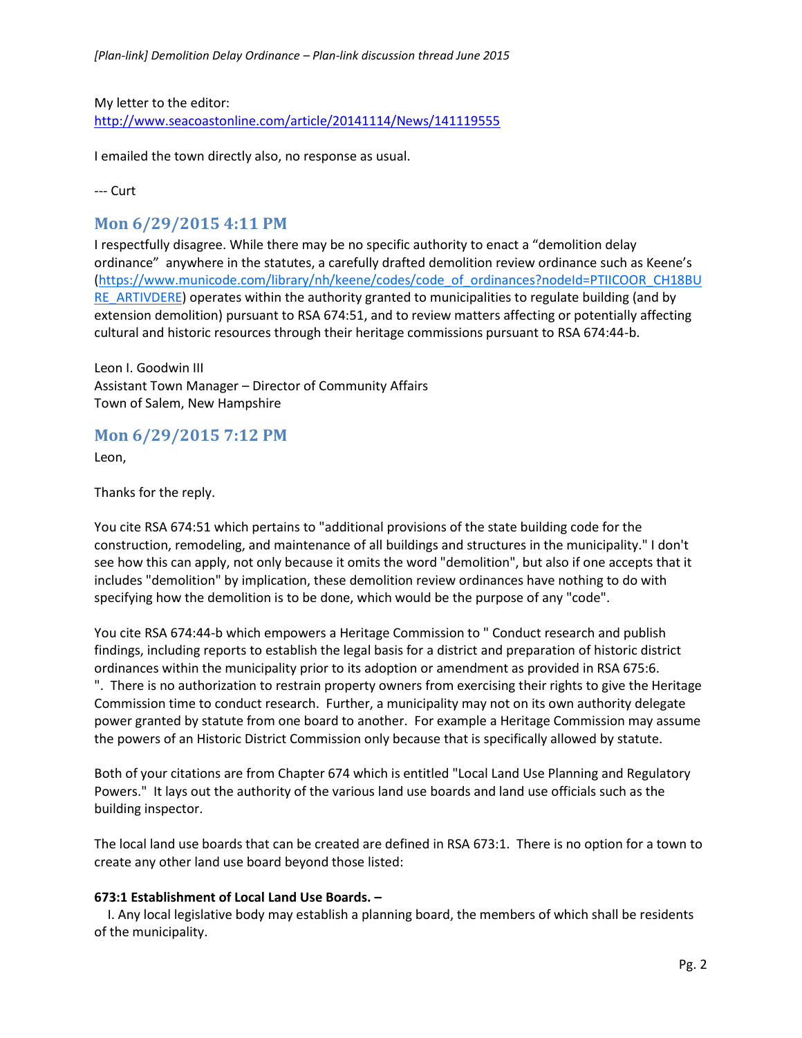My letter to the editor:
http://www.seacoastonline.com/article/20141114/News/141119555

I emailed the town directly also, no response as usual.

--- Curt

## Mon 6/29/2015 4:11 PM

I respectfully disagree. While there may be no specific authority to enact a "demolition delay ordinance" anywhere in the statutes, a carefully drafted demolition review ordinance such as Keene's (https://www.municode.com/library/nh/keene/codes/code_of_ordinances?nodeId=PTIICOOR_CH18BURE_ARTIVDERE) operates within the authority granted to municipalities to regulate building (and by extension demolition) pursuant to RSA 674:51, and to review matters affecting or potentially affecting cultural and historic resources through their heritage commissions pursuant to RSA 674:44-b.

Leon I. Goodwin III
Assistant Town Manager – Director of Community Affairs
Town of Salem, New Hampshire

## Mon 6/29/2015 7:12 PM

Leon,

Thanks for the reply.

You cite RSA 674:51 which pertains to "additional provisions of the state building code for the construction, remodeling, and maintenance of all buildings and structures in the municipality." I don't see how this can apply, not only because it omits the word "demolition", but also if one accepts that it includes "demolition" by implication, these demolition review ordinances have nothing to do with specifying how the demolition is to be done, which would be the purpose of any "code".

You cite RSA 674:44-b which empowers a Heritage Commission to " Conduct research and publish findings, including reports to establish the legal basis for a district and preparation of historic district ordinances within the municipality prior to its adoption or amendment as provided in RSA 675:6. ". There is no authorization to restrain property owners from exercising their rights to give the Heritage Commission time to conduct research. Further, a municipality may not on its own authority delegate power granted by statute from one board to another. For example a Heritage Commission may assume the powers of an Historic District Commission only because that is specifically allowed by statute.

Both of your citations are from Chapter 674 which is entitled "Local Land Use Planning and Regulatory Powers." It lays out the authority of the various land use boards and land use officials such as the building inspector.

The local land use boards that can be created are defined in RSA 673:1. There is no option for a town to create any other land use board beyond those listed:

**673:1 Establishment of Local Land Use Boards. –**

I. Any local legislative body may establish a planning board, the members of which shall be residents of the municipality.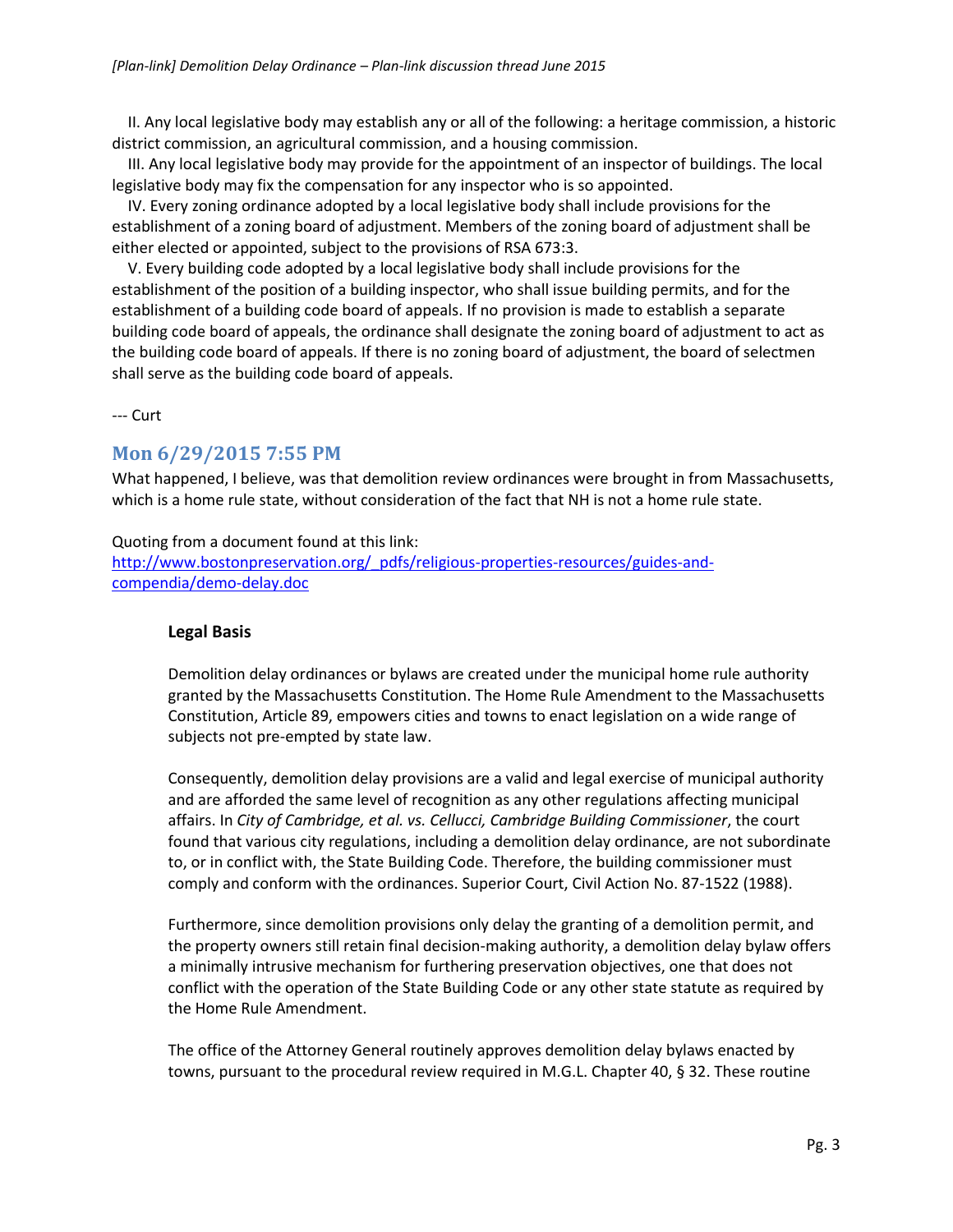II. Any local legislative body may establish any or all of the following: a heritage commission, a historic district commission, an agricultural commission, and a housing commission.

III. Any local legislative body may provide for the appointment of an inspector of buildings. The local legislative body may fix the compensation for any inspector who is so appointed.

IV. Every zoning ordinance adopted by a local legislative body shall include provisions for the establishment of a zoning board of adjustment. Members of the zoning board of adjustment shall be either elected or appointed, subject to the provisions of RSA 673:3.

V. Every building code adopted by a local legislative body shall include provisions for the establishment of the position of a building inspector, who shall issue building permits, and for the establishment of a building code board of appeals. If no provision is made to establish a separate building code board of appeals, the ordinance shall designate the zoning board of adjustment to act as the building code board of appeals. If there is no zoning board of adjustment, the board of selectmen shall serve as the building code board of appeals.

--- Curt

## Mon 6/29/2015 7:55 PM

What happened, I believe, was that demolition review ordinances were brought in from Massachusetts, which is a home rule state, without consideration of the fact that NH is not a home rule state.

Quoting from a document found at this link:
[http://www.bostonpreservation.org/_pdfs/religious-properties-resources/guides-and-compendia/demo-delay.doc](http://www.bostonpreservation.org/_pdfs/religious-properties-resources/guides-and-compendia/demo-delay.doc)

> **Legal Basis**
>
> Demolition delay ordinances or bylaws are created under the municipal home rule authority granted by the Massachusetts Constitution. The Home Rule Amendment to the Massachusetts Constitution, Article 89, empowers cities and towns to enact legislation on a wide range of subjects not pre-empted by state law.
>
> Consequently, demolition delay provisions are a valid and legal exercise of municipal authority and are afforded the same level of recognition as any other regulations affecting municipal affairs. In *City of Cambridge, et al. vs. Cellucci, Cambridge Building Commissioner*, the court found that various city regulations, including a demolition delay ordinance, are not subordinate to, or in conflict with, the State Building Code. Therefore, the building commissioner must comply and conform with the ordinances. Superior Court, Civil Action No. 87-1522 (1988).
>
> Furthermore, since demolition provisions only delay the granting of a demolition permit, and the property owners still retain final decision-making authority, a demolition delay bylaw offers a minimally intrusive mechanism for furthering preservation objectives, one that does not conflict with the operation of the State Building Code or any other state statute as required by the Home Rule Amendment.
>
> The office of the Attorney General routinely approves demolition delay bylaws enacted by towns, pursuant to the procedural review required in M.G.L. Chapter 40, § 32. These routine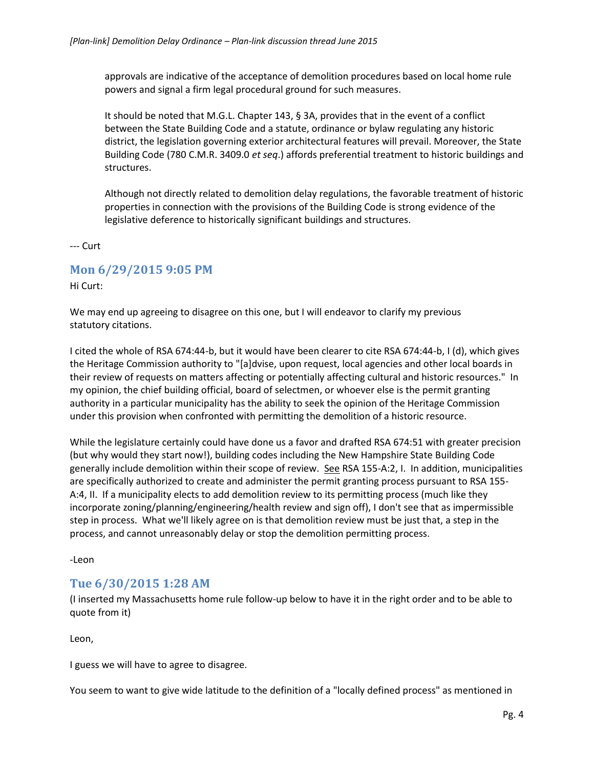approvals are indicative of the acceptance of demolition procedures based on local home rule powers and signal a firm legal procedural ground for such measures.

> It should be noted that M.G.L. Chapter 143, § 3A, provides that in the event of a conflict between the State Building Code and a statute, ordinance or bylaw regulating any historic district, the legislation governing exterior architectural features will prevail. Moreover, the State Building Code (780 C.M.R. 3409.0 *et seq*.) affords preferential treatment to historic buildings and structures.
>
> Although not directly related to demolition delay regulations, the favorable treatment of historic properties in connection with the provisions of the Building Code is strong evidence of the legislative deference to historically significant buildings and structures.

--- Curt

## Mon 6/29/2015 9:05 PM

Hi Curt:

We may end up agreeing to disagree on this one, but I will endeavor to clarify my previous statutory citations.

I cited the whole of RSA 674:44-b, but it would have been clearer to cite RSA 674:44-b, I (d), which gives the Heritage Commission authority to "[a]dvise, upon request, local agencies and other local boards in their review of requests on matters affecting or potentially affecting cultural and historic resources." In my opinion, the chief building official, board of selectmen, or whoever else is the permit granting authority in a particular municipality has the ability to seek the opinion of the Heritage Commission under this provision when confronted with permitting the demolition of a historic resource.

While the legislature certainly could have done us a favor and drafted RSA 674:51 with greater precision (but why would they start now!), building codes including the New Hampshire State Building Code generally include demolition within their scope of review. See RSA 155-A:2, I. In addition, municipalities are specifically authorized to create and administer the permit granting process pursuant to RSA 155-A:4, II. If a municipality elects to add demolition review to its permitting process (much like they incorporate zoning/planning/engineering/health review and sign off), I don't see that as impermissible step in process. What we'll likely agree on is that demolition review must be just that, a step in the process, and cannot unreasonably delay or stop the demolition permitting process.

-Leon

## Tue 6/30/2015 1:28 AM

(I inserted my Massachusetts home rule follow-up below to have it in the right order and to be able to quote from it)

Leon,

I guess we will have to agree to disagree.

You seem to want to give wide latitude to the definition of a "locally defined process" as mentioned in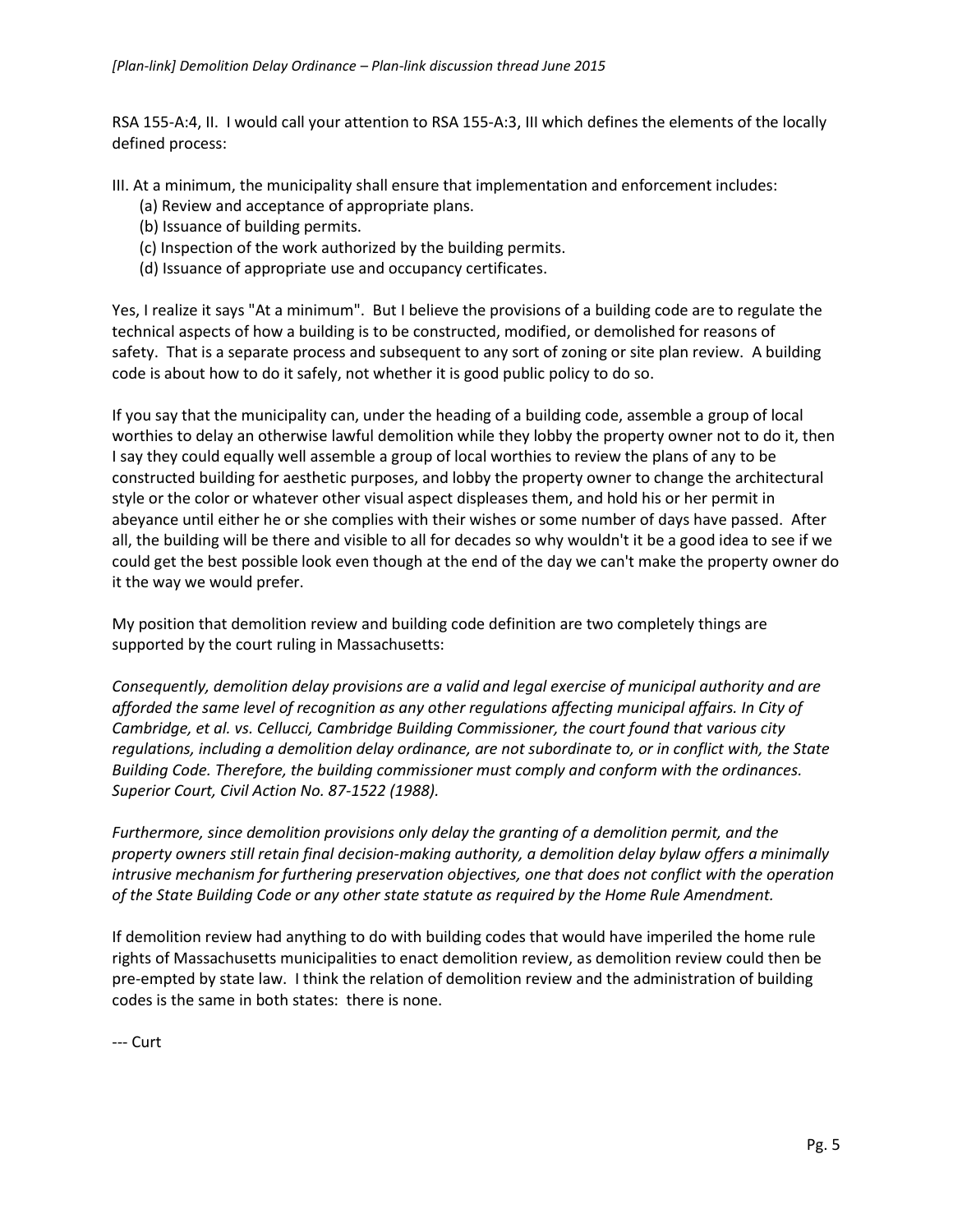RSA 155-A:4, II. I would call your attention to RSA 155-A:3, III which defines the elements of the locally defined process:

III. At a minimum, the municipality shall ensure that implementation and enforcement includes:

(a) Review and acceptance of appropriate plans.
(b) Issuance of building permits.
(c) Inspection of the work authorized by the building permits.
(d) Issuance of appropriate use and occupancy certificates.

Yes, I realize it says "At a minimum". But I believe the provisions of a building code are to regulate the technical aspects of how a building is to be constructed, modified, or demolished for reasons of safety. That is a separate process and subsequent to any sort of zoning or site plan review. A building code is about how to do it safely, not whether it is good public policy to do so.

If you say that the municipality can, under the heading of a building code, assemble a group of local worthies to delay an otherwise lawful demolition while they lobby the property owner not to do it, then I say they could equally well assemble a group of local worthies to review the plans of any to be constructed building for aesthetic purposes, and lobby the property owner to change the architectural style or the color or whatever other visual aspect displeases them, and hold his or her permit in abeyance until either he or she complies with their wishes or some number of days have passed. After all, the building will be there and visible to all for decades so why wouldn't it be a good idea to see if we could get the best possible look even though at the end of the day we can't make the property owner do it the way we would prefer.

My position that demolition review and building code definition are two completely things are supported by the court ruling in Massachusetts:

*Consequently, demolition delay provisions are a valid and legal exercise of municipal authority and are afforded the same level of recognition as any other regulations affecting municipal affairs. In City of Cambridge, et al. vs. Cellucci, Cambridge Building Commissioner, the court found that various city regulations, including a demolition delay ordinance, are not subordinate to, or in conflict with, the State Building Code. Therefore, the building commissioner must comply and conform with the ordinances. Superior Court, Civil Action No. 87-1522 (1988).*

*Furthermore, since demolition provisions only delay the granting of a demolition permit, and the property owners still retain final decision-making authority, a demolition delay bylaw offers a minimally intrusive mechanism for furthering preservation objectives, one that does not conflict with the operation of the State Building Code or any other state statute as required by the Home Rule Amendment.*

If demolition review had anything to do with building codes that would have imperiled the home rule rights of Massachusetts municipalities to enact demolition review, as demolition review could then be pre-empted by state law. I think the relation of demolition review and the administration of building codes is the same in both states: there is none.

--- Curt